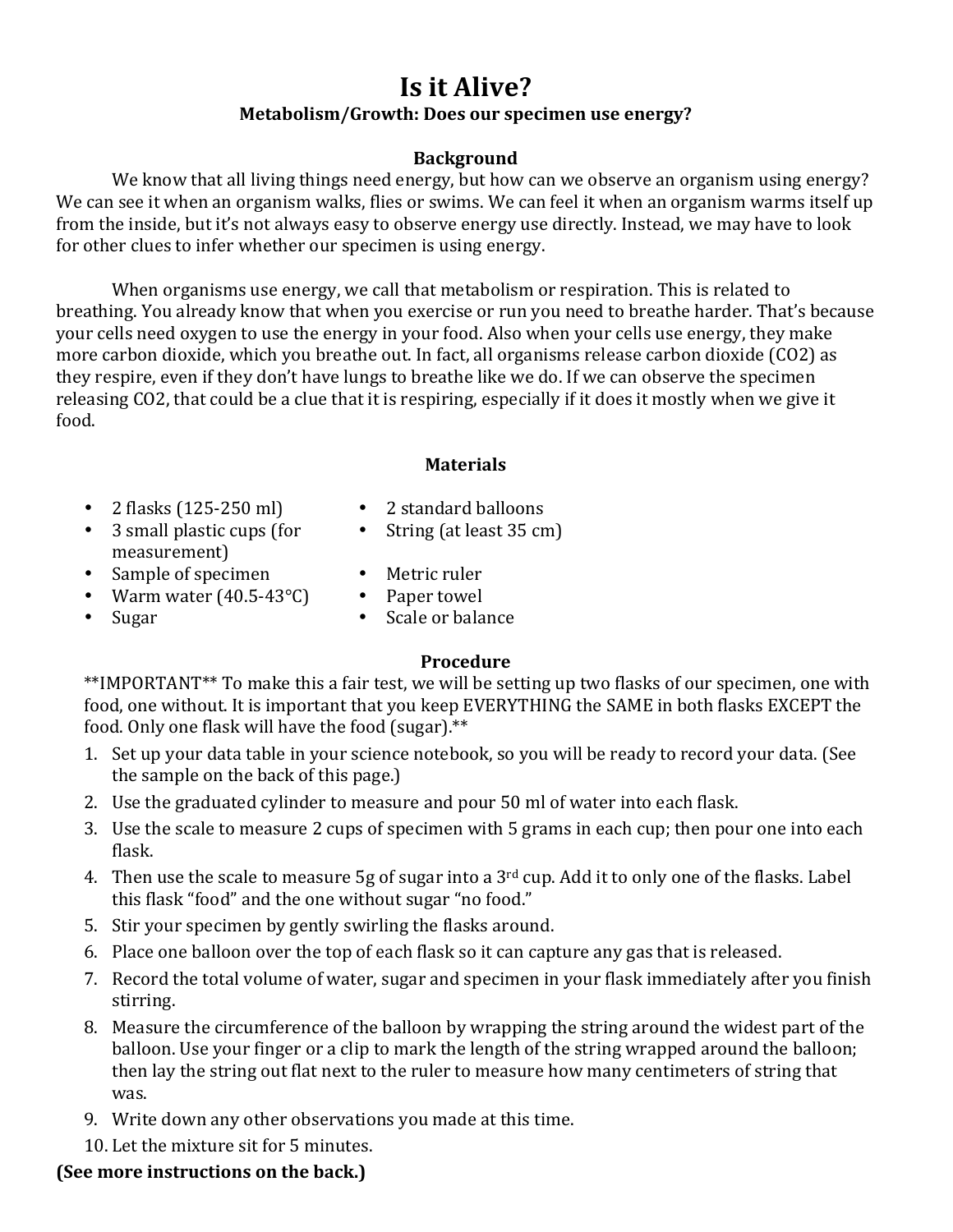# Is it Alive?

## Metabolism/Growth: Does our specimen use energy?

### Background

We know that all living things need energy, but how can we observe an organism using energy? We can see it when an organism walks, flies or swims. We can feel it when an organism warms itself up from the inside, but it's not always easy to observe energy use directly. Instead, we may have to look for other clues to infer whether our specimen is using energy.

When organisms use energy, we call that metabolism or respiration. This is related to breathing. You already know that when you exercise or run you need to breathe harder. That's because your cells need oxygen to use the energy in your food. Also when your cells use energy, they make more carbon dioxide, which you breathe out. In fact, all organisms release carbon dioxide ($CO_2$) as they respire, even if they don't have lungs to breathe like we do. If we can observe the specimen releasing $CO_2$, that could be a clue that it is respiring, especially if it does it mostly when we give it food.

### Materials

- 2 flasks (125-250 ml)
- 3 small plastic cups (for measurement)
- Sample of specimen
- Warm water (40.5-43°C)
- Sugar
- 2 standard balloons
- String (at least 35 cm)
- Metric ruler
- Paper towel
- Scale or balance

### Procedure

**IMPORTANT** To make this a fair test, we will be setting up two flasks of our specimen, one with food, one without. It is important that you keep EVERYTHING the SAME in both flasks EXCEPT the food. Only one flask will have the food (sugar).**

1. Set up your data table in your science notebook, so you will be ready to record your data. (See the sample on the back of this page.)
2. Use the graduated cylinder to measure and pour 50 ml of water into each flask.
3. Use the scale to measure 2 cups of specimen with 5 grams in each cup; then pour one into each flask.
4. Then use the scale to measure 5g of sugar into a 3rd cup. Add it to only one of the flasks. Label this flask "food" and the one without sugar "no food."
5. Stir your specimen by gently swirling the flasks around.
6. Place one balloon over the top of each flask so it can capture any gas that is released.
7. Record the total volume of water, sugar and specimen in your flask immediately after you finish stirring.
8. Measure the circumference of the balloon by wrapping the string around the widest part of the balloon. Use your finger or a clip to mark the length of the string wrapped around the balloon; then lay the string out flat next to the ruler to measure how many centimeters of string that was.
9. Write down any other observations you made at this time.
10. Let the mixture sit for 5 minutes.

**(See more instructions on the back.)**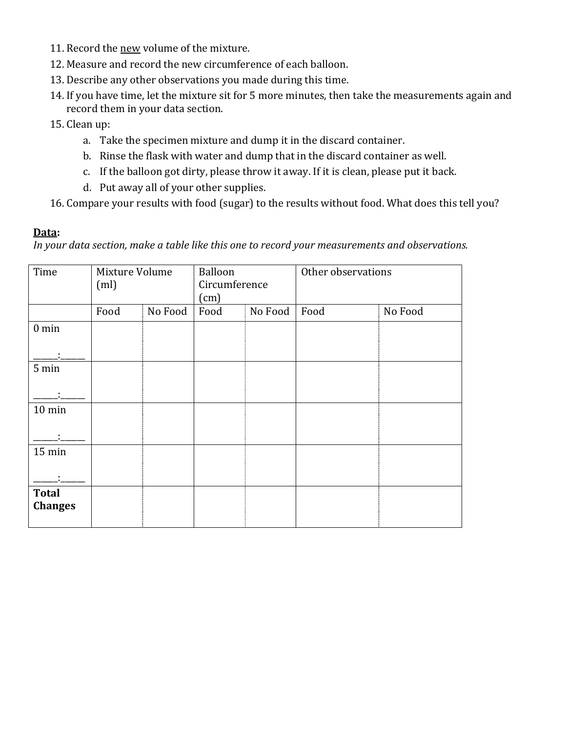11. Record the <u>new</u> volume of the mixture.
12. Measure and record the new circumference of each balloon.
13. Describe any other observations you made during this time.
14. If you have time, let the mixture sit for 5 more minutes, then take the measurements again and record them in your data section.
15. Clean up:
    a. Take the specimen mixture and dump it in the discard container.
    b. Rinse the flask with water and dump that in the discard container as well.
    c. If the balloon got dirty, please throw it away. If it is clean, please put it back.
    d. Put away all of your other supplies.
16. Compare your results with food (sugar) to the results without food. What does this tell you?

**<u>Data</u>:**
*In your data section, make a table like this one to record your measurements and observations.*

| Time | Mixture Volume (ml) | | Balloon Circumference (cm) | | Other observations | |
|---|---|---|---|---|---|---|
| | Food | No Food | Food | No Food | Food | No Food |
| 0 min<br>_____:_____ | | | | | | |
| 5 min<br>_____:_____ | | | | | | |
| 10 min<br>_____:_____ | | | | | | |
| 15 min<br>_____:_____ | | | | | | |
| **Total Changes** | | | | | | |